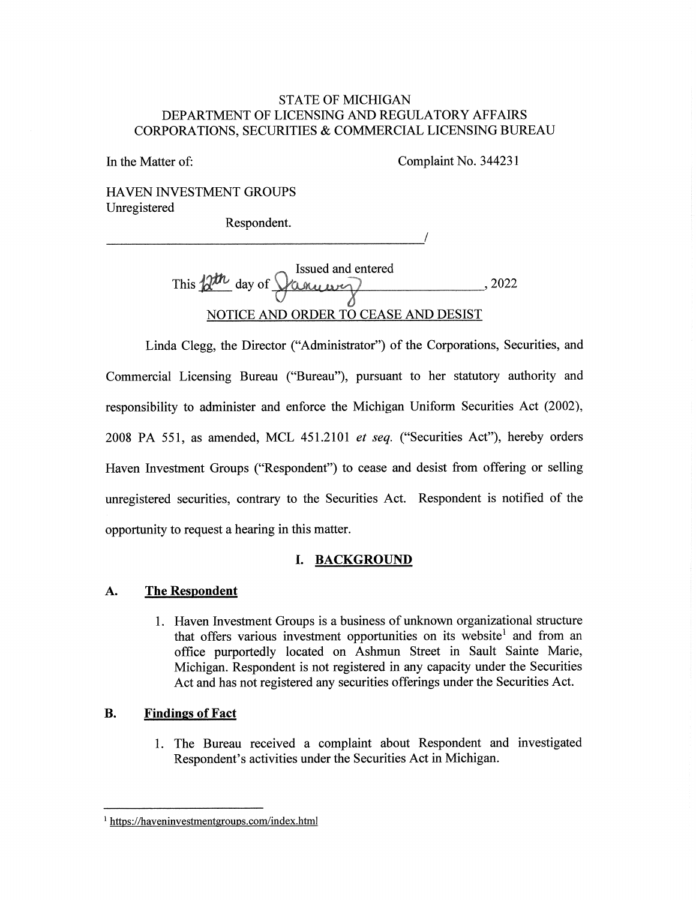STATE OF MICHIGAN
DEPARTMENT OF LICENSING AND REGULATORY AFFAIRS
CORPORATIONS, SECURITIES & COMMERCIAL LICENSING BUREAU

In the Matter of: Complaint No. 344231

HAVEN INVESTMENT GROUPS
Unregistered

Respondent.

_______________________________________________/

Issued and entered
This 12th day of January, 2022

NOTICE AND ORDER TO CEASE AND DESIST

Linda Clegg, the Director ("Administrator") of the Corporations, Securities, and Commercial Licensing Bureau ("Bureau"), pursuant to her statutory authority and responsibility to administer and enforce the Michigan Uniform Securities Act (2002), 2008 PA 551, as amended, MCL 451.2101 *et seq.* ("Securities Act"), hereby orders Haven Investment Groups ("Respondent") to cease and desist from offering or selling unregistered securities, contrary to the Securities Act. Respondent is notified of the opportunity to request a hearing in this matter.

## I. BACKGROUND

### A. The Respondent

1. Haven Investment Groups is a business of unknown organizational structure that offers various investment opportunities on its website[1] and from an office purportedly located on Ashmun Street in Sault Sainte Marie, Michigan. Respondent is not registered in any capacity under the Securities Act and has not registered any securities offerings under the Securities Act.

### B. Findings of Fact

1. The Bureau received a complaint about Respondent and investigated Respondent's activities under the Securities Act in Michigan.

[1] https://haveninvestmentgroups.com/index.html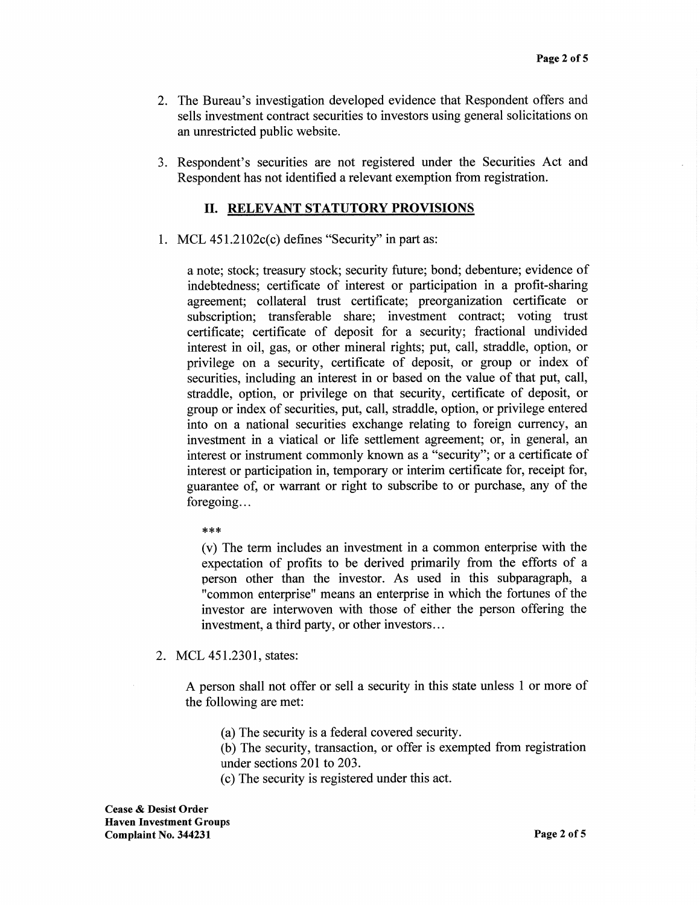2. The Bureau's investigation developed evidence that Respondent offers and sells investment contract securities to investors using general solicitations on an unrestricted public website.

3. Respondent's securities are not registered under the Securities Act and Respondent has not identified a relevant exemption from registration.

## II. RELEVANT STATUTORY PROVISIONS

1. MCL 451.2102c(c) defines "Security" in part as:

   a note; stock; treasury stock; security future; bond; debenture; evidence of indebtedness; certificate of interest or participation in a profit-sharing agreement; collateral trust certificate; preorganization certificate or subscription; transferable share; investment contract; voting trust certificate; certificate of deposit for a security; fractional undivided interest in oil, gas, or other mineral rights; put, call, straddle, option, or privilege on a security, certificate of deposit, or group or index of securities, including an interest in or based on the value of that put, call, straddle, option, or privilege on that security, certificate of deposit, or group or index of securities, put, call, straddle, option, or privilege entered into on a national securities exchange relating to foreign currency, an investment in a viatical or life settlement agreement; or, in general, an interest or instrument commonly known as a "security"; or a certificate of interest or participation in, temporary or interim certificate for, receipt for, guarantee of, or warrant or right to subscribe to or purchase, any of the foregoing...

   ***

   (v) The term includes an investment in a common enterprise with the expectation of profits to be derived primarily from the efforts of a person other than the investor. As used in this subparagraph, a "common enterprise" means an enterprise in which the fortunes of the investor are interwoven with those of either the person offering the investment, a third party, or other investors...

2. MCL 451.2301, states:

   A person shall not offer or sell a security in this state unless 1 or more of the following are met:

   (a) The security is a federal covered security.
   (b) The security, transaction, or offer is exempted from registration under sections 201 to 203.
   (c) The security is registered under this act.

**Cease & Desist Order**
**Haven Investment Groups**
**Complaint No. 344231**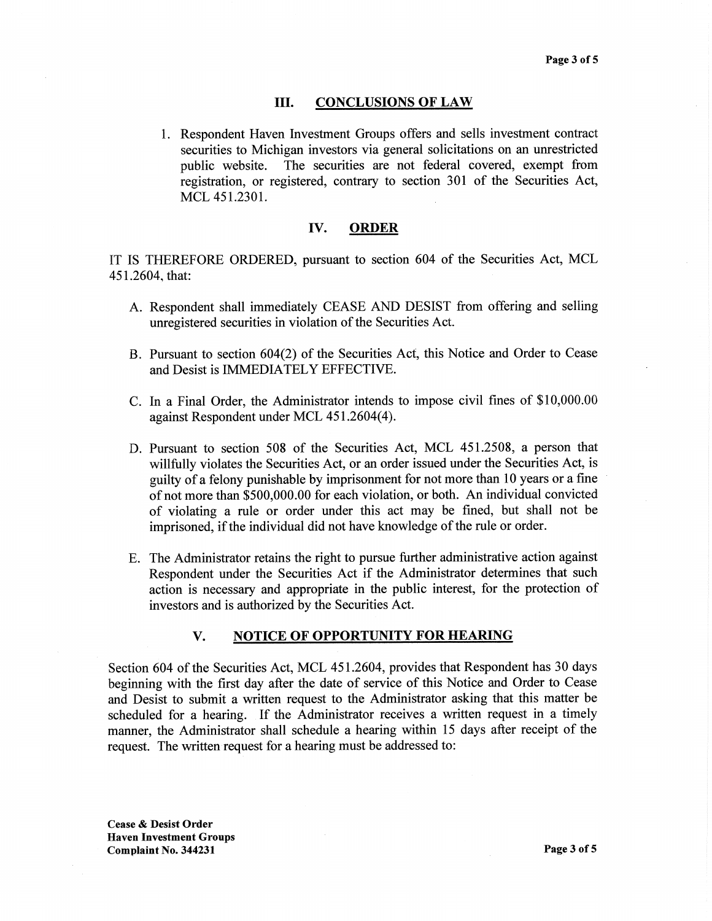## III. CONCLUSIONS OF LAW

1. Respondent Haven Investment Groups offers and sells investment contract securities to Michigan investors via general solicitations on an unrestricted public website. The securities are not federal covered, exempt from registration, or registered, contrary to section 301 of the Securities Act, MCL 451.2301.

## IV. ORDER

IT IS THEREFORE ORDERED, pursuant to section 604 of the Securities Act, MCL 451.2604, that:

A. Respondent shall immediately CEASE AND DESIST from offering and selling unregistered securities in violation of the Securities Act.

B. Pursuant to section 604(2) of the Securities Act, this Notice and Order to Cease and Desist is IMMEDIATELY EFFECTIVE.

C. In a Final Order, the Administrator intends to impose civil fines of $10,000.00 against Respondent under MCL 451.2604(4).

D. Pursuant to section 508 of the Securities Act, MCL 451.2508, a person that willfully violates the Securities Act, or an order issued under the Securities Act, is guilty of a felony punishable by imprisonment for not more than 10 years or a fine of not more than $500,000.00 for each violation, or both. An individual convicted of violating a rule or order under this act may be fined, but shall not be imprisoned, if the individual did not have knowledge of the rule or order.

E. The Administrator retains the right to pursue further administrative action against Respondent under the Securities Act if the Administrator determines that such action is necessary and appropriate in the public interest, for the protection of investors and is authorized by the Securities Act.

## V. NOTICE OF OPPORTUNITY FOR HEARING

Section 604 of the Securities Act, MCL 451.2604, provides that Respondent has 30 days beginning with the first day after the date of service of this Notice and Order to Cease and Desist to submit a written request to the Administrator asking that this matter be scheduled for a hearing. If the Administrator receives a written request in a timely manner, the Administrator shall schedule a hearing within 15 days after receipt of the request. The written request for a hearing must be addressed to: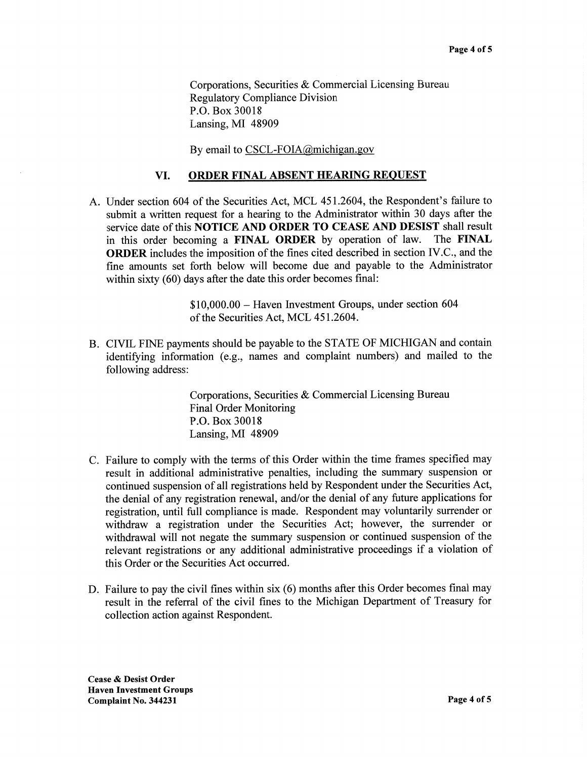Corporations, Securities & Commercial Licensing Bureau
Regulatory Compliance Division
P.O. Box 30018
Lansing, MI 48909

By email to CSCL-FOIA@michigan.gov

## VI. ORDER FINAL ABSENT HEARING REQUEST

A. Under section 604 of the Securities Act, MCL 451.2604, the Respondent's failure to submit a written request for a hearing to the Administrator within 30 days after the service date of this **NOTICE AND ORDER TO CEASE AND DESIST** shall result in this order becoming a **FINAL ORDER** by operation of law. The **FINAL ORDER** includes the imposition of the fines cited described in section IV.C., and the fine amounts set forth below will become due and payable to the Administrator within sixty (60) days after the date this order becomes final:

> $10,000.00 – Haven Investment Groups, under section 604 of the Securities Act, MCL 451.2604.

B. CIVIL FINE payments should be payable to the STATE OF MICHIGAN and contain identifying information (e.g., names and complaint numbers) and mailed to the following address:

> Corporations, Securities & Commercial Licensing Bureau
> Final Order Monitoring
> P.O. Box 30018
> Lansing, MI 48909

C. Failure to comply with the terms of this Order within the time frames specified may result in additional administrative penalties, including the summary suspension or continued suspension of all registrations held by Respondent under the Securities Act, the denial of any registration renewal, and/or the denial of any future applications for registration, until full compliance is made. Respondent may voluntarily surrender or withdraw a registration under the Securities Act; however, the surrender or withdrawal will not negate the summary suspension or continued suspension of the relevant registrations or any additional administrative proceedings if a violation of this Order or the Securities Act occurred.

D. Failure to pay the civil fines within six (6) months after this Order becomes final may result in the referral of the civil fines to the Michigan Department of Treasury for collection action against Respondent.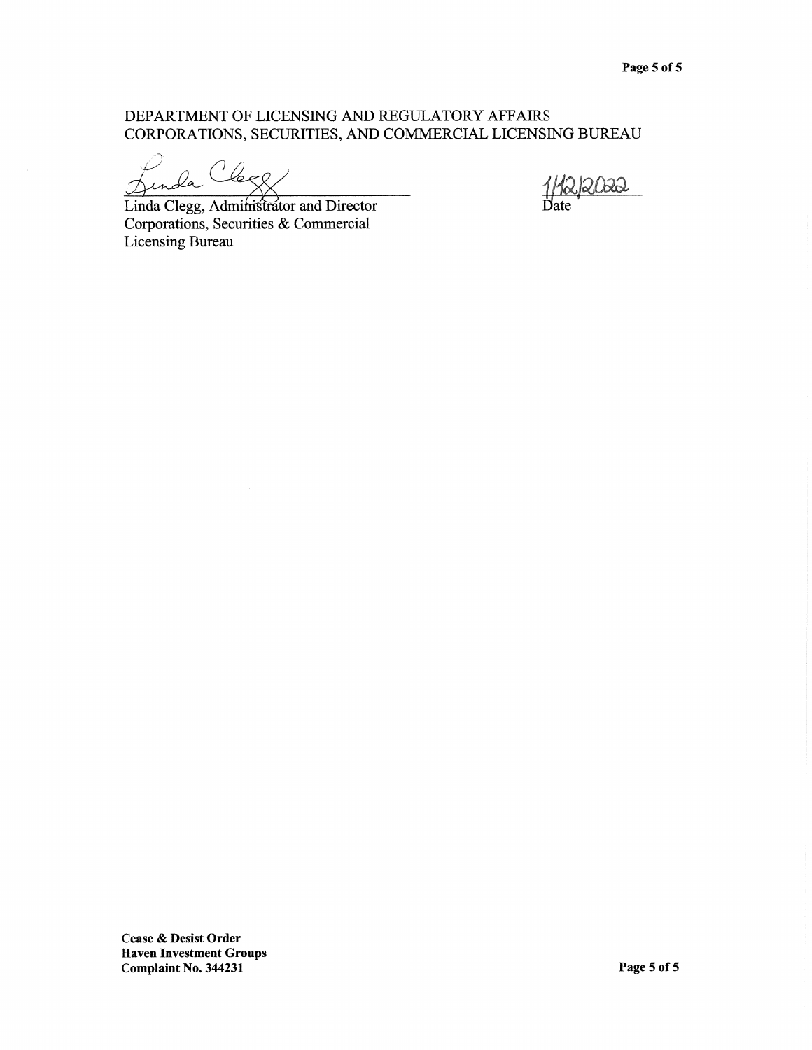DEPARTMENT OF LICENSING AND REGULATORY AFFAIRS
CORPORATIONS, SECURITIES, AND COMMERCIAL LICENSING BUREAU

Linda Clegg

Linda Clegg, Administrator and Director
Corporations, Securities & Commercial
Licensing Bureau

1/12/2022
Date

**Cease & Desist Order**
**Haven Investment Groups**
**Complaint No. 344231**